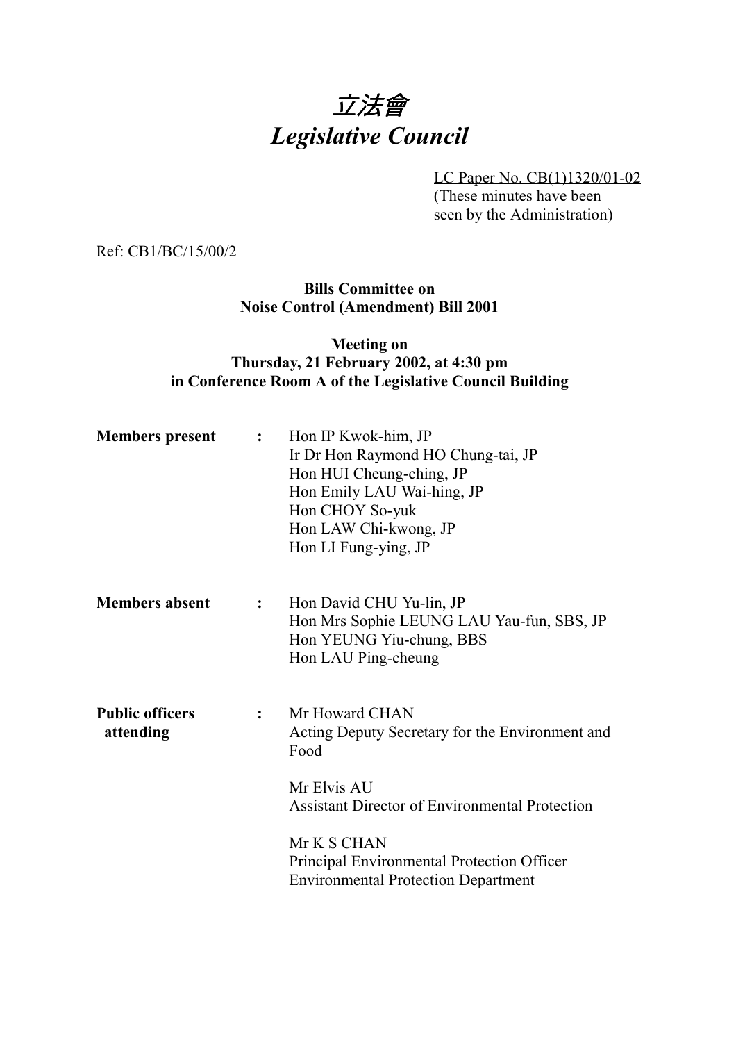# *立法會*
# *Legislative Council*

LC Paper No. CB(1)1320/01-02
(These minutes have been seen by the Administration)

Ref: CB1/BC/15/00/2

**Bills Committee on**
**Noise Control (Amendment) Bill 2001**

**Meeting on**
**Thursday, 21 February 2002, at 4:30 pm**
**in Conference Room A of the Legislative Council Building**

**Members present** : Hon IP Kwok-him, JP
Ir Dr Hon Raymond HO Chung-tai, JP
Hon HUI Cheung-ching, JP
Hon Emily LAU Wai-hing, JP
Hon CHOY So-yuk
Hon LAW Chi-kwong, JP
Hon LI Fung-ying, JP

**Members absent** : Hon David CHU Yu-lin, JP
Hon Mrs Sophie LEUNG LAU Yau-fun, SBS, JP
Hon YEUNG Yiu-chung, BBS
Hon LAU Ping-cheung

**Public officers attending** : Mr Howard CHAN
Acting Deputy Secretary for the Environment and Food

Mr Elvis AU
Assistant Director of Environmental Protection

Mr K S CHAN
Principal Environmental Protection Officer
Environmental Protection Department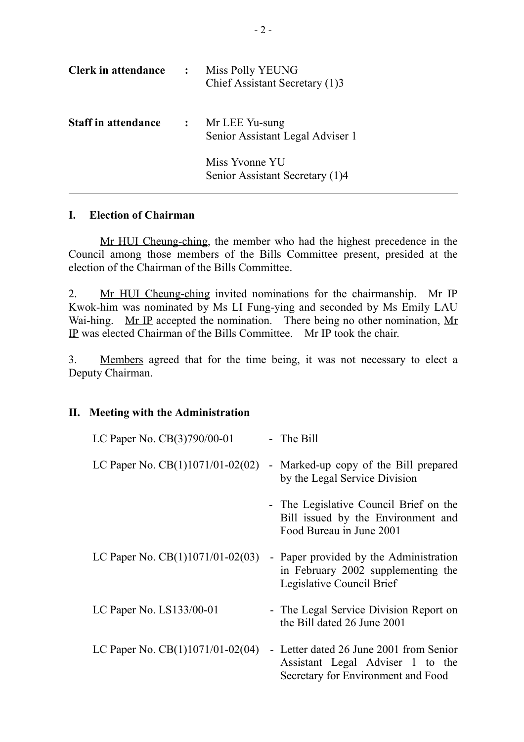| | | |
|---|---|---|
| **Clerk in attendance** | : | Miss Polly YEUNG<br>Chief Assistant Secretary (1)3 |
| **Staff in attendance** | : | Mr LEE Yu-sung<br>Senior Assistant Legal Adviser 1<br><br>Miss Yvonne YU<br>Senior Assistant Secretary (1)4 |

---

## I. Election of Chairman

Mr HUI Cheung-ching, the member who had the highest precedence in the Council among those members of the Bills Committee present, presided at the election of the Chairman of the Bills Committee.

2. Mr HUI Cheung-ching invited nominations for the chairmanship. Mr IP Kwok-him was nominated by Ms LI Fung-ying and seconded by Ms Emily LAU Wai-hing. Mr IP accepted the nomination. There being no other nomination, Mr IP was elected Chairman of the Bills Committee. Mr IP took the chair.

3. Members agreed that for the time being, it was not necessary to elect a Deputy Chairman.

## II. Meeting with the Administration

| | |
|---|---|
| LC Paper No. CB(3)790/00-01 | - The Bill |
| LC Paper No. CB(1)1071/01-02(02) | - Marked-up copy of the Bill prepared by the Legal Service Division |
| | - The Legislative Council Brief on the Bill issued by the Environment and Food Bureau in June 2001 |
| LC Paper No. CB(1)1071/01-02(03) | - Paper provided by the Administration in February 2002 supplementing the Legislative Council Brief |
| LC Paper No. LS133/00-01 | - The Legal Service Division Report on the Bill dated 26 June 2001 |
| LC Paper No. CB(1)1071/01-02(04) | - Letter dated 26 June 2001 from Senior Assistant Legal Adviser 1 to the Secretary for Environment and Food |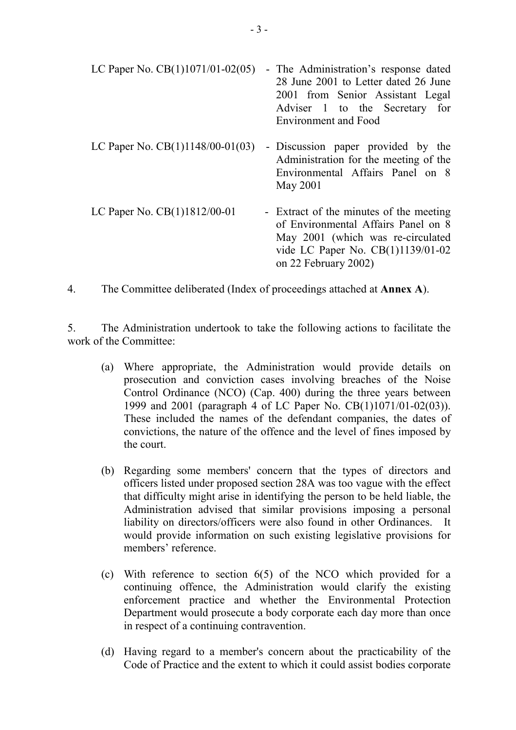| | |
|---|---|
| LC Paper No. CB(1)1071/01-02(05) | - The Administration's response dated 28 June 2001 to Letter dated 26 June 2001 from Senior Assistant Legal Adviser 1 to the Secretary for Environment and Food |
| LC Paper No. CB(1)1148/00-01(03) | - Discussion paper provided by the Administration for the meeting of the Environmental Affairs Panel on 8 May 2001 |
| LC Paper No. CB(1)1812/00-01 | - Extract of the minutes of the meeting of Environmental Affairs Panel on 8 May 2001 (which was re-circulated vide LC Paper No. CB(1)1139/01-02 on 22 February 2002) |

4. The Committee deliberated (Index of proceedings attached at **Annex A**).

5. The Administration undertook to take the following actions to facilitate the work of the Committee:

(a) Where appropriate, the Administration would provide details on prosecution and conviction cases involving breaches of the Noise Control Ordinance (NCO) (Cap. 400) during the three years between 1999 and 2001 (paragraph 4 of LC Paper No. CB(1)1071/01-02(03)). These included the names of the defendant companies, the dates of convictions, the nature of the offence and the level of fines imposed by the court.

(b) Regarding some members' concern that the types of directors and officers listed under proposed section 28A was too vague with the effect that difficulty might arise in identifying the person to be held liable, the Administration advised that similar provisions imposing a personal liability on directors/officers were also found in other Ordinances. It would provide information on such existing legislative provisions for members' reference.

(c) With reference to section 6(5) of the NCO which provided for a continuing offence, the Administration would clarify the existing enforcement practice and whether the Environmental Protection Department would prosecute a body corporate each day more than once in respect of a continuing contravention.

(d) Having regard to a member's concern about the practicability of the Code of Practice and the extent to which it could assist bodies corporate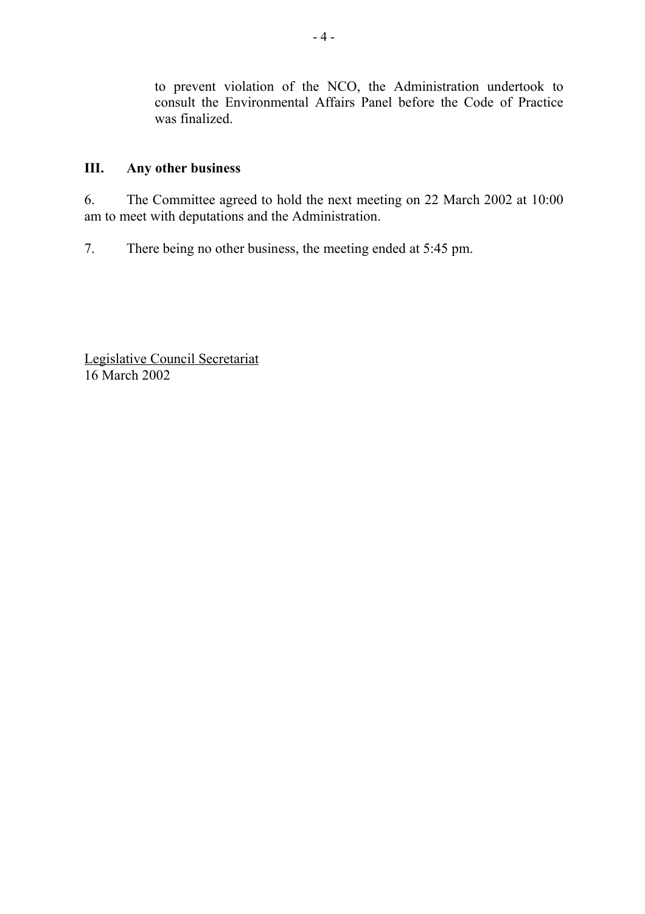to prevent violation of the NCO, the Administration undertook to consult the Environmental Affairs Panel before the Code of Practice was finalized.

## III. Any other business

6. The Committee agreed to hold the next meeting on 22 March 2002 at 10:00 am to meet with deputations and the Administration.

7. There being no other business, the meeting ended at 5:45 pm.

Legislative Council Secretariat
16 March 2002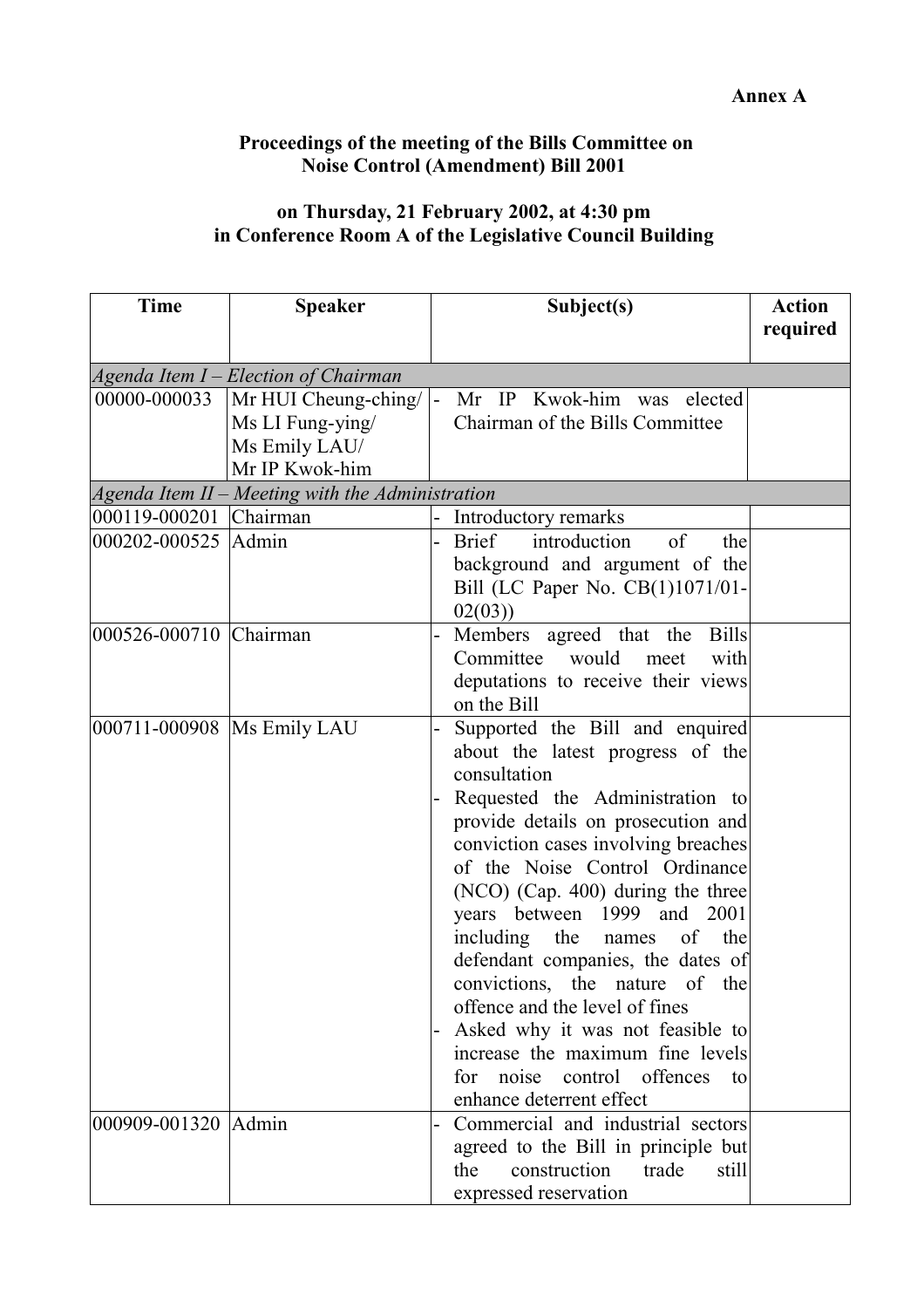**Annex A**

**Proceedings of the meeting of the Bills Committee on Noise Control (Amendment) Bill 2001**

**on Thursday, 21 February 2002, at 4:30 pm in Conference Room A of the Legislative Council Building**

| Time | Speaker | Subject(s) | Action required |
|---|---|---|---|
| *Agenda Item I – Election of Chairman* | | | |
| 00000-000033 | Mr HUI Cheung-ching/ Ms LI Fung-ying/ Ms Emily LAU/ Mr IP Kwok-him | - Mr IP Kwok-him was elected Chairman of the Bills Committee | |
| *Agenda Item II – Meeting with the Administration* | | | |
| 000119-000201 | Chairman | - Introductory remarks | |
| 000202-000525 | Admin | - Brief introduction of the background and argument of the Bill (LC Paper No. CB(1)1071/01-02(03)) | |
| 000526-000710 | Chairman | - Members agreed that the Bills Committee would meet with deputations to receive their views on the Bill | |
| 000711-000908 | Ms Emily LAU | - Supported the Bill and enquired about the latest progress of the consultation<br>- Requested the Administration to provide details on prosecution and conviction cases involving breaches of the Noise Control Ordinance (NCO) (Cap. 400) during the three years between 1999 and 2001 including the names of the defendant companies, the dates of convictions, the nature of the offence and the level of fines<br>- Asked why it was not feasible to increase the maximum fine levels for noise control offences to enhance deterrent effect | |
| 000909-001320 | Admin | - Commercial and industrial sectors agreed to the Bill in principle but the construction trade still expressed reservation | |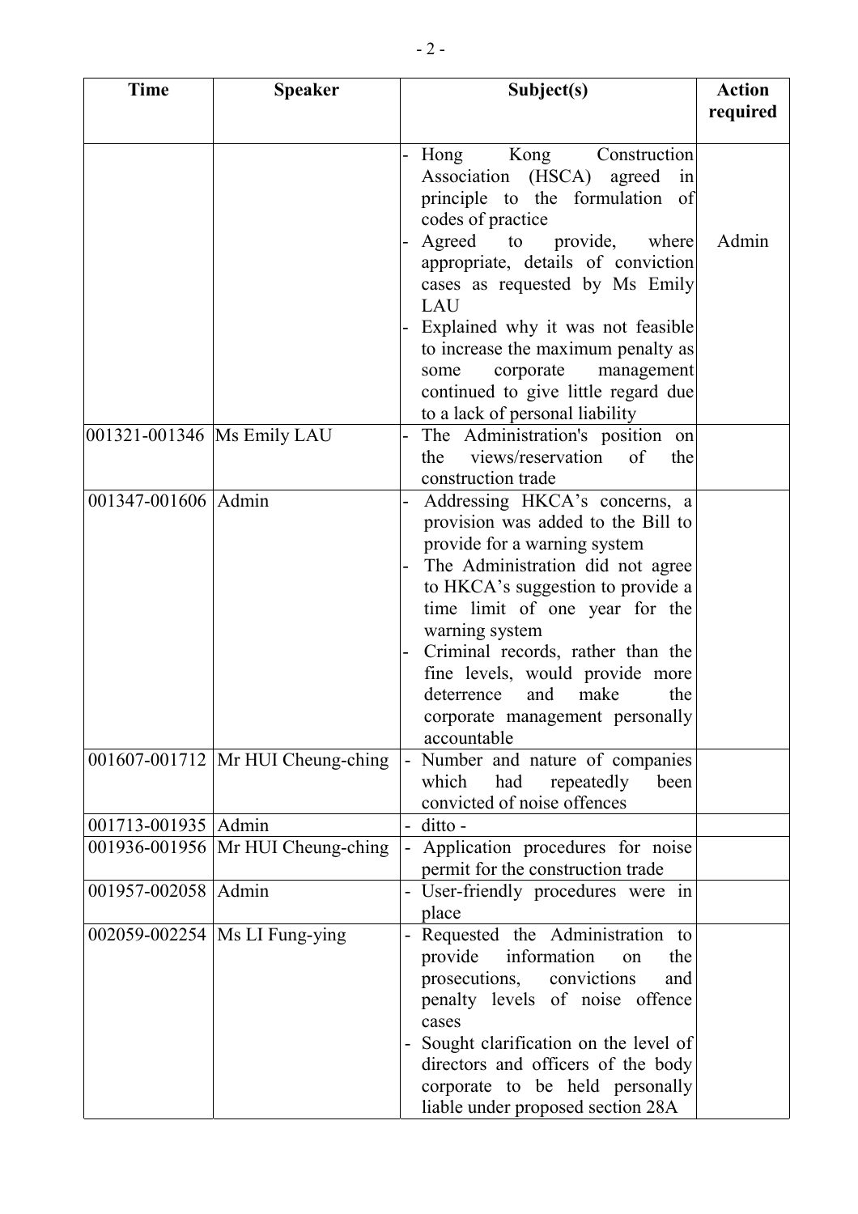| Time | Speaker | Subject(s) | Action required |
|---|---|---|---|
| | | - Hong Kong Construction Association (HSCA) agreed in principle to the formulation of codes of practice<br>- Agreed to provide, where appropriate, details of conviction cases as requested by Ms Emily LAU<br>- Explained why it was not feasible to increase the maximum penalty as some corporate management continued to give little regard due to a lack of personal liability | Admin |
| 001321-001346 | Ms Emily LAU | - The Administration's position on the views/reservation of the construction trade | |
| 001347-001606 | Admin | - Addressing HKCA's concerns, a provision was added to the Bill to provide for a warning system<br>- The Administration did not agree to HKCA's suggestion to provide a time limit of one year for the warning system<br>- Criminal records, rather than the fine levels, would provide more deterrence and make the corporate management personally accountable | |
| 001607-001712 | Mr HUI Cheung-ching | - Number and nature of companies which had repeatedly been convicted of noise offences | |
| 001713-001935 | Admin | - ditto - | |
| 001936-001956 | Mr HUI Cheung-ching | - Application procedures for noise permit for the construction trade | |
| 001957-002058 | Admin | - User-friendly procedures were in place | |
| 002059-002254 | Ms LI Fung-ying | - Requested the Administration to provide information on the prosecutions, convictions and penalty levels of noise offence cases<br>- Sought clarification on the level of directors and officers of the body corporate to be held personally liable under proposed section 28A | |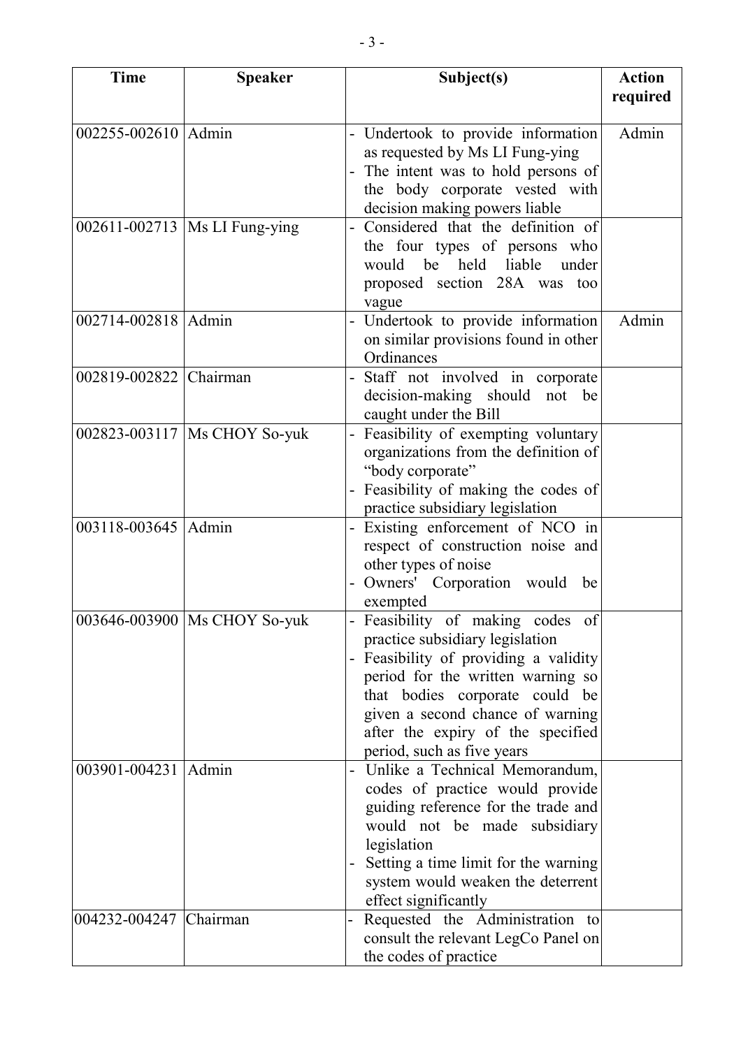| Time | Speaker | Subject(s) | Action required |
|---|---|---|---|
| 002255-002610 | Admin | - Undertook to provide information as requested by Ms LI Fung-ying<br>- The intent was to hold persons of the body corporate vested with decision making powers liable | Admin |
| 002611-002713 | Ms LI Fung-ying | - Considered that the definition of the four types of persons who would be held liable under proposed section 28A was too vague | |
| 002714-002818 | Admin | - Undertook to provide information on similar provisions found in other Ordinances | Admin |
| 002819-002822 | Chairman | - Staff not involved in corporate decision-making should not be caught under the Bill | |
| 002823-003117 | Ms CHOY So-yuk | - Feasibility of exempting voluntary organizations from the definition of "body corporate"<br>- Feasibility of making the codes of practice subsidiary legislation | |
| 003118-003645 | Admin | - Existing enforcement of NCO in respect of construction noise and other types of noise<br>- Owners' Corporation would be exempted | |
| 003646-003900 | Ms CHOY So-yuk | - Feasibility of making codes of practice subsidiary legislation<br>- Feasibility of providing a validity period for the written warning so that bodies corporate could be given a second chance of warning after the expiry of the specified period, such as five years | |
| 003901-004231 | Admin | - Unlike a Technical Memorandum, codes of practice would provide guiding reference for the trade and would not be made subsidiary legislation<br>- Setting a time limit for the warning system would weaken the deterrent effect significantly | |
| 004232-004247 | Chairman | - Requested the Administration to consult the relevant LegCo Panel on the codes of practice | |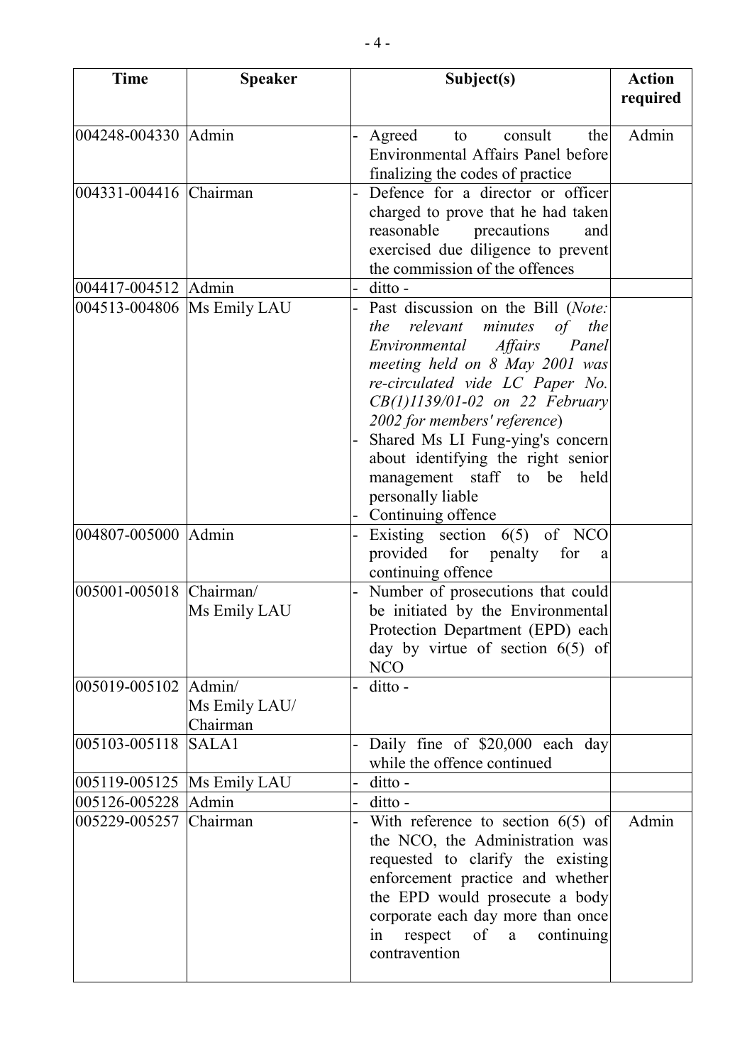| Time | Speaker | Subject(s) | Action required |
|---|---|---|---|
| 004248-004330 | Admin | - Agreed to consult the Environmental Affairs Panel before finalizing the codes of practice | Admin |
| 004331-004416 | Chairman | - Defence for a director or officer charged to prove that he had taken reasonable precautions and exercised due diligence to prevent the commission of the offences | |
| 004417-004512 | Admin | - ditto - | |
| 004513-004806 | Ms Emily LAU | - Past discussion on the Bill (*Note: the relevant minutes of the Environmental Affairs Panel meeting held on 8 May 2001 was re-circulated vide LC Paper No. CB(1)1139/01-02 on 22 February 2002 for members' reference*)<br>- Shared Ms LI Fung-ying's concern about identifying the right senior management staff to be held personally liable<br>- Continuing offence | |
| 004807-005000 | Admin | - Existing section 6(5) of NCO provided for penalty for a continuing offence | |
| 005001-005018 | Chairman/<br>Ms Emily LAU | - Number of prosecutions that could be initiated by the Environmental Protection Department (EPD) each day by virtue of section 6(5) of NCO | |
| 005019-005102 | Admin/<br>Ms Emily LAU/<br>Chairman | - ditto - | |
| 005103-005118 | SALA1 | - Daily fine of $20,000 each day while the offence continued | |
| 005119-005125 | Ms Emily LAU | - ditto - | |
| 005126-005228 | Admin | - ditto - | |
| 005229-005257 | Chairman | - With reference to section 6(5) of the NCO, the Administration was requested to clarify the existing enforcement practice and whether the EPD would prosecute a body corporate each day more than once in respect of a continuing contravention | Admin |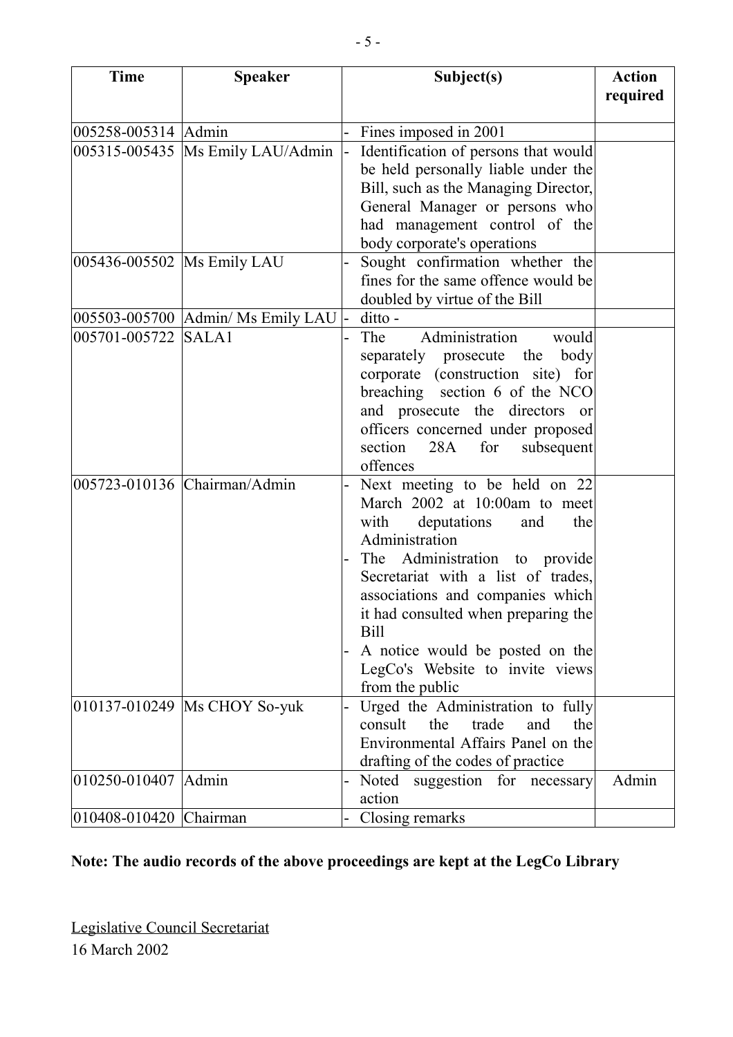| Time | Speaker | Subject(s) | Action required |
|---|---|---|---|
| 005258-005314 | Admin | - Fines imposed in 2001 | |
| 005315-005435 | Ms Emily LAU/Admin | - Identification of persons that would be held personally liable under the Bill, such as the Managing Director, General Manager or persons who had management control of the body corporate's operations | |
| 005436-005502 | Ms Emily LAU | - Sought confirmation whether the fines for the same offence would be doubled by virtue of the Bill | |
| 005503-005700 | Admin/ Ms Emily LAU | - ditto - | |
| 005701-005722 | SALA1 | - The Administration would separately prosecute the body corporate (construction site) for breaching section 6 of the NCO and prosecute the directors or officers concerned under proposed section 28A for subsequent offences | |
| 005723-010136 | Chairman/Admin | - Next meeting to be held on 22 March 2002 at 10:00am to meet with deputations and the Administration<br>- The Administration to provide Secretariat with a list of trades, associations and companies which it had consulted when preparing the Bill<br>- A notice would be posted on the LegCo's Website to invite views from the public | |
| 010137-010249 | Ms CHOY So-yuk | - Urged the Administration to fully consult the trade and the Environmental Affairs Panel on the drafting of the codes of practice | |
| 010250-010407 | Admin | - Noted suggestion for necessary action | Admin |
| 010408-010420 | Chairman | - Closing remarks | |

**Note: The audio records of the above proceedings are kept at the LegCo Library**

Legislative Council Secretariat
16 March 2002